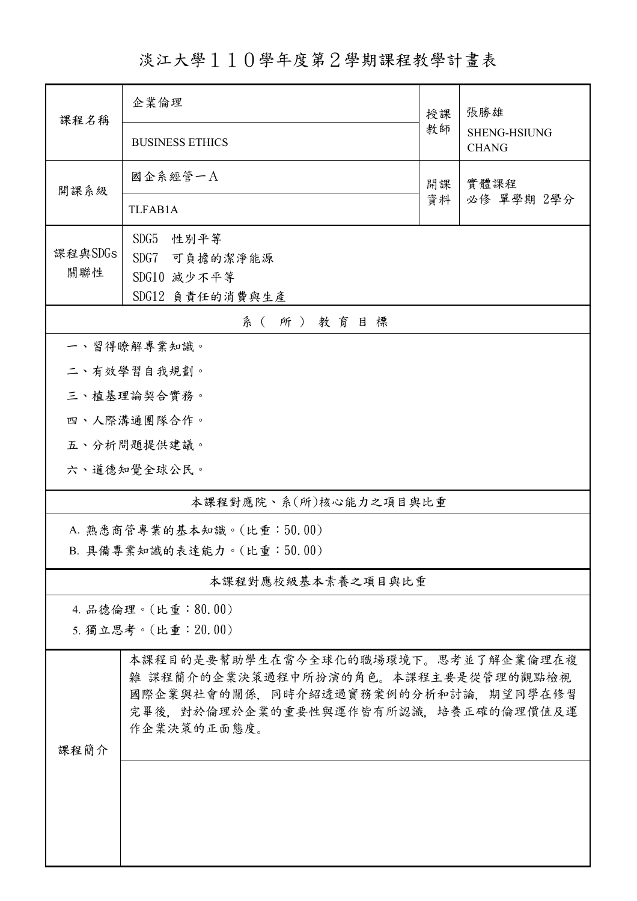# 淡江大學１１０學年度第２學期課程教學計畫表

| 課程名稱 | 企業倫理<br>BUSINESS ETHICS | 授課教師 | 張勝雄<br>SHENG-HSIUNG CHANG |
|---|---|---|---|
| 開課系級 | 國企系經管一A<br>TLFAB1A | 開課資料 | 實體課程<br>必修 單學期 2學分 |
| 課程與SDGs關聯性 | SDG5 性別平等<br>SDG7 可負擔的潔淨能源<br>SDG10 減少不平等<br>SDG12 負責任的消費與生產 | | |

**系（所）教育目標**

一、習得瞭解專業知識。

二、有效學習自我規劃。

三、植基理論契合實務。

四、人際溝通團隊合作。

五、分析問題提供建議。

六、道德知覺全球公民。

**本課程對應院、系(所)核心能力之項目與比重**

A. 熟悉商管專業的基本知識。(比重：50.00)

B. 具備專業知識的表達能力。(比重：50.00)

**本課程對應校級基本素養之項目與比重**

4. 品德倫理。(比重：80.00)

5. 獨立思考。(比重：20.00)

| 課程簡介 | 本課程目的是要幫助學生在當今全球化的職場環境下。思考並了解企業倫理在複雜 課程簡介的企業決策過程中所扮演的角色。本課程主要是從管理的觀點檢視國際企業與社會的關係，同時介紹透過實務案例的分析和討論，期望同學在修習完畢後，對於倫理於企業的重要性與運作皆有所認識，培養正確的倫理價值及運作企業決策的正面態度。 |
|---|---|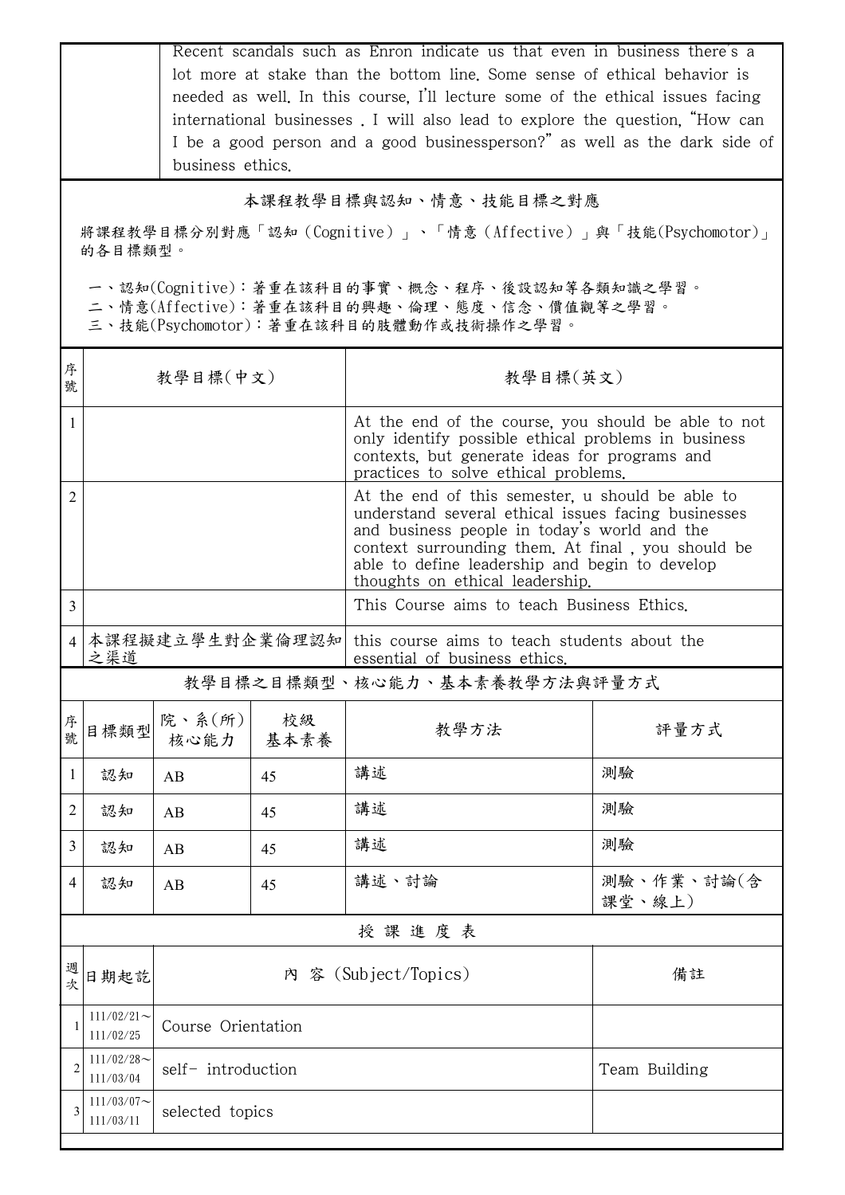| | Recent scandals such as Enron indicate us that even in business there's a lot more at stake than the bottom line. Some sense of ethical behavior is needed as well. In this course, I'll lecture some of the ethical issues facing international businesses . I will also lead to explore the question, "How can I be a good person and a good businessperson?" as well as the dark side of business ethics. |
|---|---|

## 本課程教學目標與認知、情意、技能目標之對應

將課程教學目標分別對應「認知（Cognitive）」、「情意（Affective）」與「技能(Psychomotor)」的各目標類型。

一、認知(Cognitive)：著重在該科目的事實、概念、程序、後設認知等各類知識之學習。
二、情意(Affective)：著重在該科目的興趣、倫理、態度、信念、價值觀等之學習。
三、技能(Psychomotor)：著重在該科目的肢體動作或技術操作之學習。

| 序號 | 教學目標(中文) | 教學目標(英文) |
|---|---|---|
| 1 | | At the end of the course, you should be able to not only identify possible ethical problems in business contexts, but generate ideas for programs and practices to solve ethical problems. |
| 2 | | At the end of this semester, u should be able to understand several ethical issues facing businesses and business people in today's world and the context surrounding them. At final , you should be able to define leadership and begin to develop thoughts on ethical leadership. |
| 3 | | This Course aims to teach Business Ethics. |
| 4 | 本課程擬建立學生對企業倫理認知之渠道 | this course aims to teach students about the essential of business ethics. |

## 教學目標之目標類型、核心能力、基本素養教學方法與評量方式

| 序號 | 目標類型 | 院、系(所)核心能力 | 校級基本素養 | 教學方法 | 評量方式 |
|---|---|---|---|---|---|
| 1 | 認知 | AB | 45 | 講述 | 測驗 |
| 2 | 認知 | AB | 45 | 講述 | 測驗 |
| 3 | 認知 | AB | 45 | 講述 | 測驗 |
| 4 | 認知 | AB | 45 | 講述、討論 | 測驗、作業、討論(含課堂、線上) |

## 授 課 進 度 表

| 週次 | 日期起訖 | 內 容 (Subject/Topics) | 備註 |
|---|---|---|---|
| 1 | 111/02/21～111/02/25 | Course Orientation | |
| 2 | 111/02/28～111/03/04 | self- introduction | Team Building |
| 3 | 111/03/07～111/03/11 | selected topics | |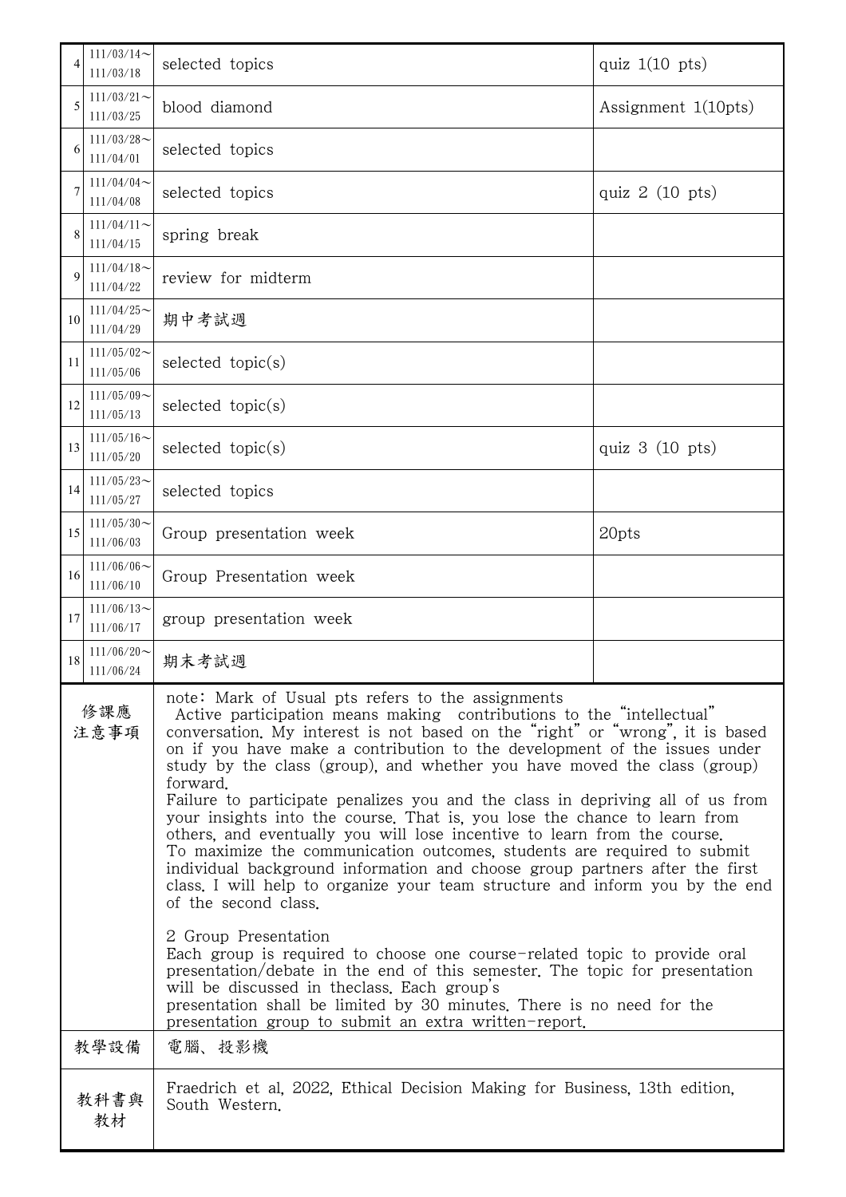| | | | |
|---|---|---|---|
| 4 | 111/03/14～111/03/18 | selected topics | quiz 1(10 pts) |
| 5 | 111/03/21～111/03/25 | blood diamond | Assignment 1(10pts) |
| 6 | 111/03/28～111/04/01 | selected topics | |
| 7 | 111/04/04～111/04/08 | selected topics | quiz 2 (10 pts) |
| 8 | 111/04/11～111/04/15 | spring break | |
| 9 | 111/04/18～111/04/22 | review for midterm | |
| 10 | 111/04/25～111/04/29 | 期中考試週 | |
| 11 | 111/05/02～111/05/06 | selected topic(s) | |
| 12 | 111/05/09～111/05/13 | selected topic(s) | |
| 13 | 111/05/16～111/05/20 | selected topic(s) | quiz 3 (10 pts) |
| 14 | 111/05/23～111/05/27 | selected topics | |
| 15 | 111/05/30～111/06/03 | Group presentation week | 20pts |
| 16 | 111/06/06～111/06/10 | Group Presentation week | |
| 17 | 111/06/13～111/06/17 | group presentation week | |
| 18 | 111/06/20～111/06/24 | 期末考試週 | |

| | |
|---|---|
| 修課應注意事項 | note: Mark of Usual pts refers to the assignments<br>Active participation means making contributions to the "intellectual" conversation. My interest is not based on the "right" or "wrong", it is based on if you have make a contribution to the development of the issues under study by the class (group), and whether you have moved the class (group) forward.<br>Failure to participate penalizes you and the class in depriving all of us from your insights into the course. That is, you lose the chance to learn from others, and eventually you will lose incentive to learn from the course.<br>To maximize the communication outcomes, students are required to submit individual background information and choose group partners after the first class. I will help to organize your team structure and inform you by the end of the second class.<br><br>2 Group Presentation<br>Each group is required to choose one course-related topic to provide oral presentation/debate in the end of this semester. The topic for presentation will be discussed in theclass. Each group's<br>presentation shall be limited by 30 minutes. There is no need for the presentation group to submit an extra written-report. |
| 教學設備 | 電腦、投影機 |
| 教科書與教材 | Fraedrich et al, 2022, Ethical Decision Making for Business, 13th edition, South Western. |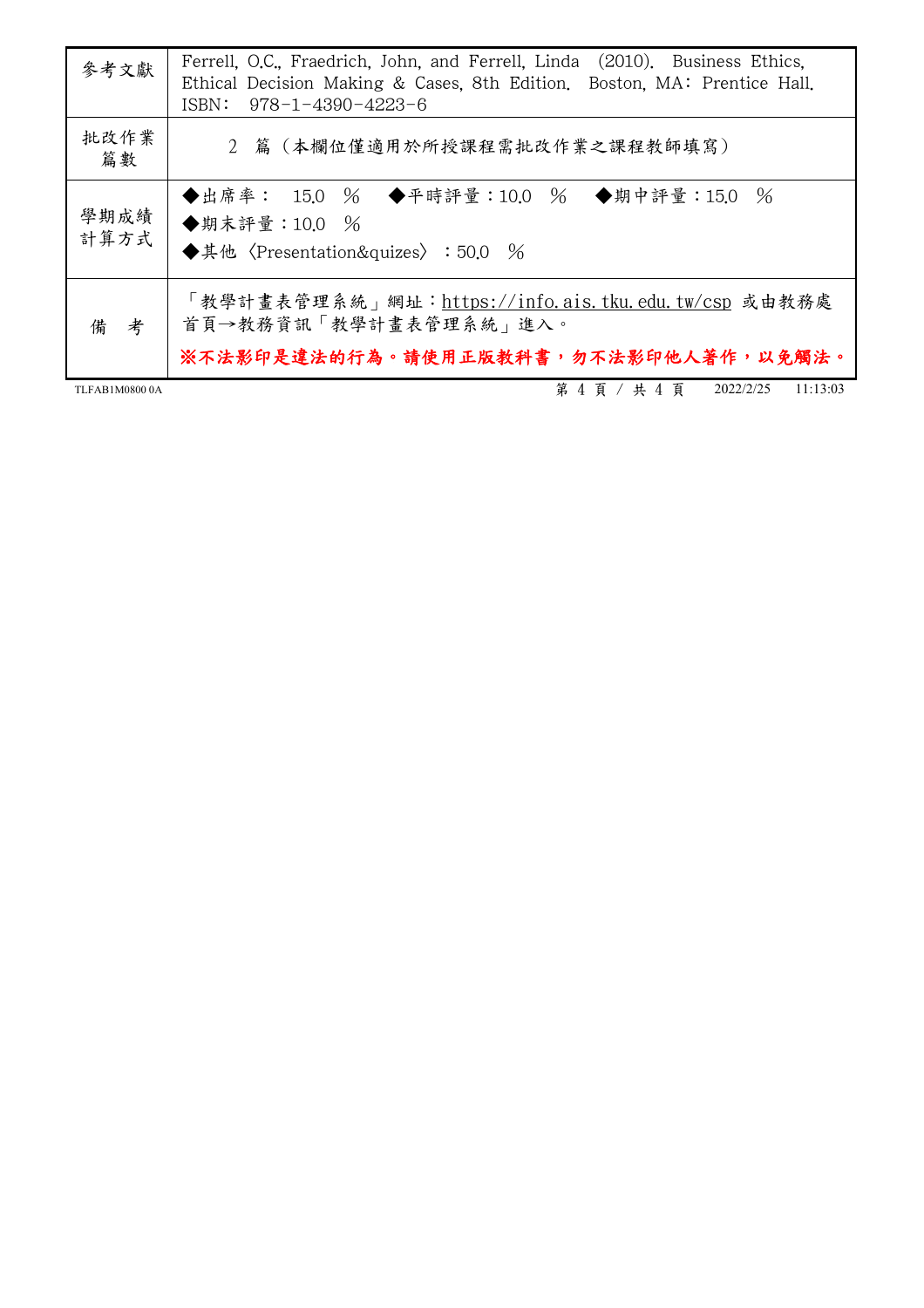| | |
|---|---|
| 參考文獻 | Ferrell, O.C., Fraedrich, John, and Ferrell, Linda (2010). Business Ethics, Ethical Decision Making & Cases, 8th Edition. Boston, MA: Prentice Hall. ISBN: 978-1-4390-4223-6 |
| 批改作業篇數 | 2 篇（本欄位僅適用於所授課程需批改作業之課程教師填寫） |
| 學期成績計算方式 | ◆出席率： 15.0 % ◆平時評量：10.0 % ◆期中評量：15.0 %<br>◆期末評量：10.0 %<br>◆其他〈Presentation&quizes〉：50.0 % |
| 備　考 | 「教學計畫表管理系統」網址：https://info.ais.tku.edu.tw/csp 或由教務處首頁→教務資訊「教學計畫表管理系統」進入。<br>**※不法影印是違法的行為。請使用正版教科書，勿不法影印他人著作，以免觸法。** |

TLFAB1M0800 0A　　2022/2/25　11:13:03